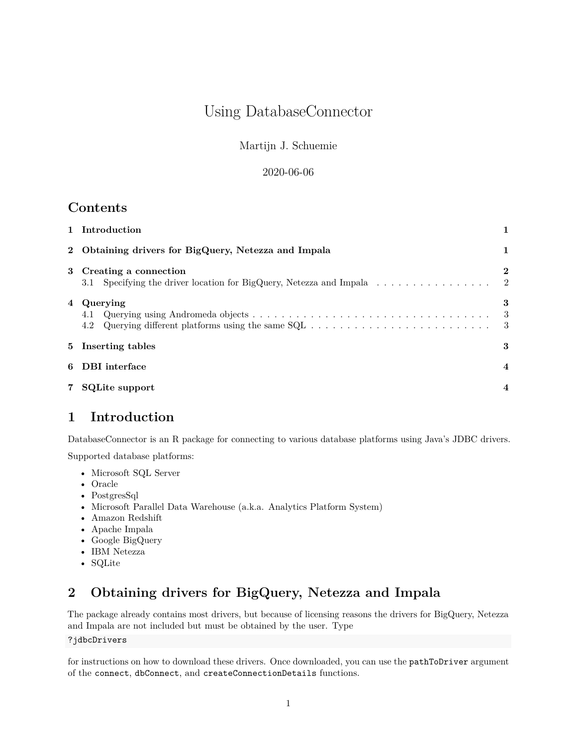# Using DatabaseConnector

Martijn J. Schuemie

2020-06-06

## Contents

| | | |
|---|---|---|
| **1** | **Introduction** | **1** |
| **2** | **Obtaining drivers for BigQuery, Netezza and Impala** | **1** |
| **3** | **Creating a connection** | **2** |
| 3.1 | Specifying the driver location for BigQuery, Netezza and Impala | 2 |
| **4** | **Querying** | **3** |
| 4.1 | Querying using Andromeda objects | 3 |
| 4.2 | Querying different platforms using the same SQL | 3 |
| **5** | **Inserting tables** | **3** |
| **6** | **DBI interface** | **4** |
| **7** | **SQLite support** | **4** |

## 1 Introduction

DatabaseConnector is an R package for connecting to various database platforms using Java's JDBC drivers.

Supported database platforms:

- Microsoft SQL Server
- Oracle
- PostgresSql
- Microsoft Parallel Data Warehouse (a.k.a. Analytics Platform System)
- Amazon Redshift
- Apache Impala
- Google BigQuery
- IBM Netezza
- SQLite

## 2 Obtaining drivers for BigQuery, Netezza and Impala

The package already contains most drivers, but because of licensing reasons the drivers for BigQuery, Netezza and Impala are not included but must be obtained by the user. Type

```
?jdbcDrivers
```

for instructions on how to download these drivers. Once downloaded, you can use the `pathToDriver` argument of the `connect`, `dbConnect`, and `createConnectionDetails` functions.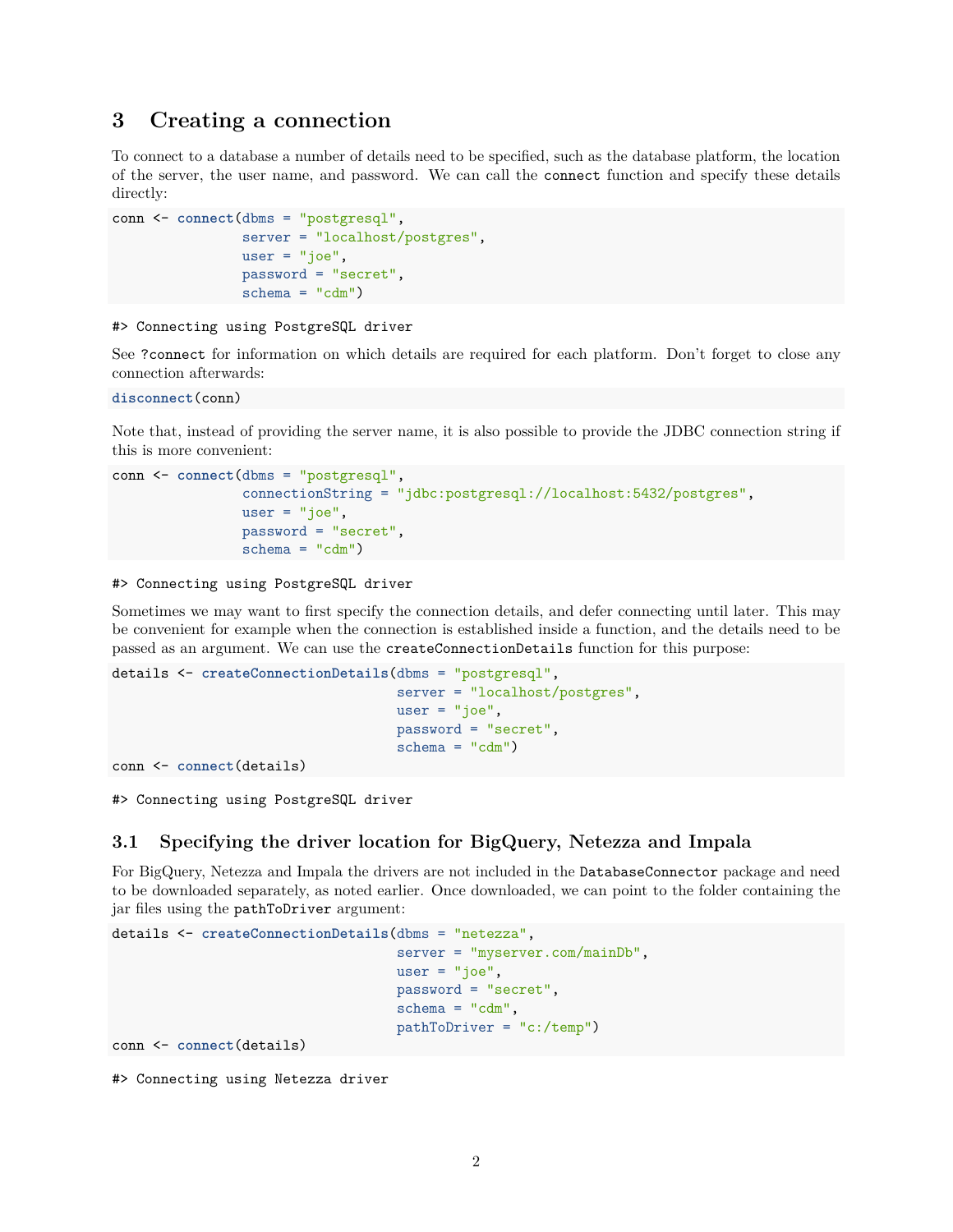# 3 Creating a connection

To connect to a database a number of details need to be specified, such as the database platform, the location of the server, the user name, and password. We can call the `connect` function and specify these details directly:

```
conn <- connect(dbms = "postgresql",
                server = "localhost/postgres",
                user = "joe",
                password = "secret",
                schema = "cdm")
```

```
#> Connecting using PostgreSQL driver
```

See `?connect` for information on which details are required for each platform. Don't forget to close any connection afterwards:

```
disconnect(conn)
```

Note that, instead of providing the server name, it is also possible to provide the JDBC connection string if this is more convenient:

```
conn <- connect(dbms = "postgresql",
                connectionString = "jdbc:postgresql://localhost:5432/postgres",
                user = "joe",
                password = "secret",
                schema = "cdm")
```

```
#> Connecting using PostgreSQL driver
```

Sometimes we may want to first specify the connection details, and defer connecting until later. This may be convenient for example when the connection is established inside a function, and the details need to be passed as an argument. We can use the `createConnectionDetails` function for this purpose:

```
details <- createConnectionDetails(dbms = "postgresql",
                                   server = "localhost/postgres",
                                   user = "joe",
                                   password = "secret",
                                   schema = "cdm")
conn <- connect(details)
```

```
#> Connecting using PostgreSQL driver
```

## 3.1 Specifying the driver location for BigQuery, Netezza and Impala

For BigQuery, Netezza and Impala the drivers are not included in the `DatabaseConnector` package and need to be downloaded separately, as noted earlier. Once downloaded, we can point to the folder containing the jar files using the `pathToDriver` argument:

```
details <- createConnectionDetails(dbms = "netezza",
                                   server = "myserver.com/mainDb",
                                   user = "joe",
                                   password = "secret",
                                   schema = "cdm",
                                   pathToDriver = "c:/temp")
conn <- connect(details)
```

```
#> Connecting using Netezza driver
```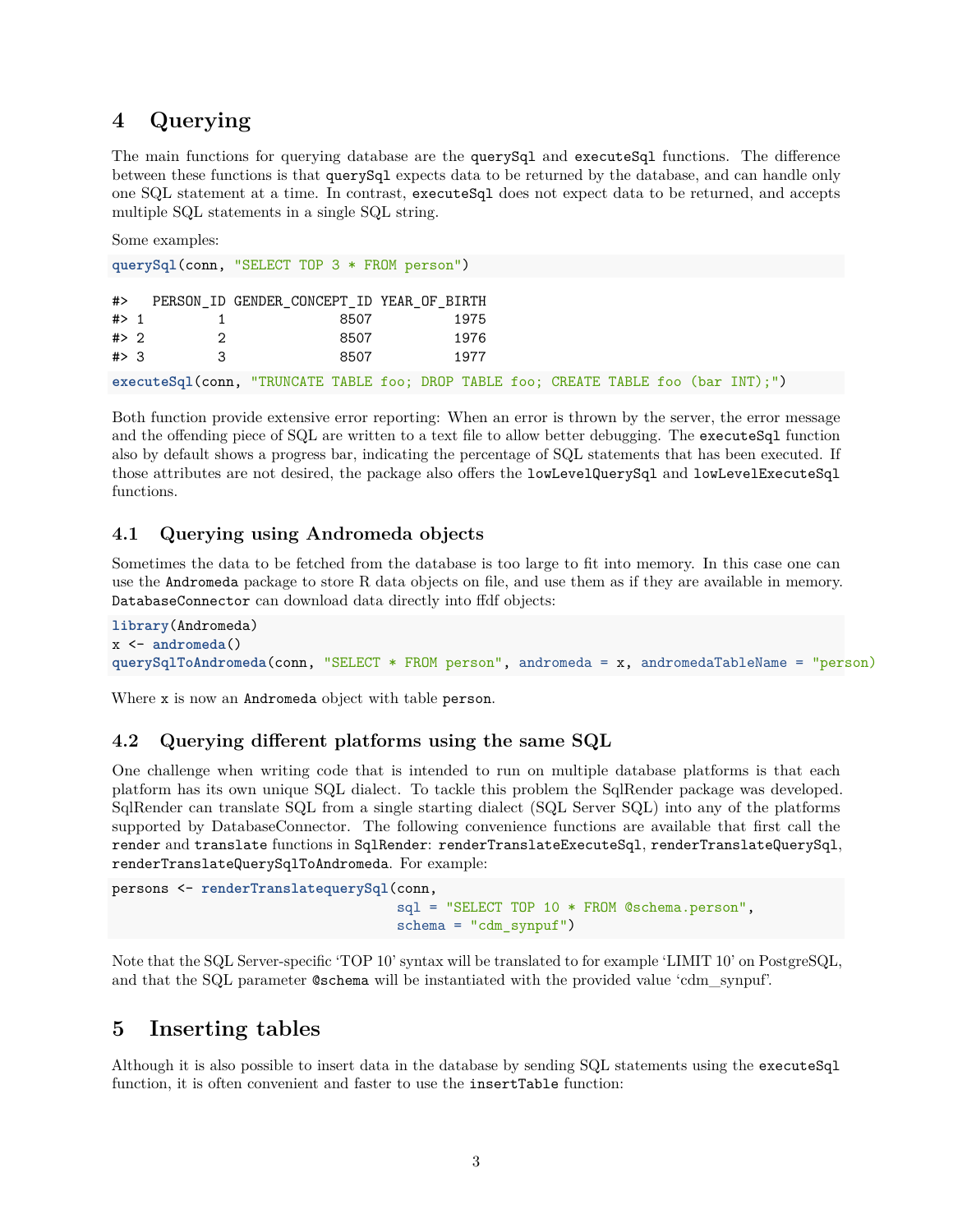# 4 Querying

The main functions for querying database are the `querySql` and `executeSql` functions. The difference between these functions is that `querySql` expects data to be returned by the database, and can handle only one SQL statement at a time. In contrast, `executeSql` does not expect data to be returned, and accepts multiple SQL statements in a single SQL string.

Some examples:

```
querySql(conn, "SELECT TOP 3 * FROM person")
```

```
#>   PERSON_ID GENDER_CONCEPT_ID YEAR_OF_BIRTH
#> 1         1              8507          1975
#> 2         2              8507          1976
#> 3         3              8507          1977
```

```
executeSql(conn, "TRUNCATE TABLE foo; DROP TABLE foo; CREATE TABLE foo (bar INT);")
```

Both function provide extensive error reporting: When an error is thrown by the server, the error message and the offending piece of SQL are written to a text file to allow better debugging. The `executeSql` function also by default shows a progress bar, indicating the percentage of SQL statements that has been executed. If those attributes are not desired, the package also offers the `lowLevelQuerySql` and `lowLevelExecuteSql` functions.

## 4.1 Querying using Andromeda objects

Sometimes the data to be fetched from the database is too large to fit into memory. In this case one can use the `Andromeda` package to store R data objects on file, and use them as if they are available in memory. `DatabaseConnector` can download data directly into ffdf objects:

```
library(Andromeda)
x <- andromeda()
querySqlToAndromeda(conn, "SELECT * FROM person", andromeda = x, andromedaTableName = "person")
```

Where `x` is now an `Andromeda` object with table `person`.

## 4.2 Querying different platforms using the same SQL

One challenge when writing code that is intended to run on multiple database platforms is that each platform has its own unique SQL dialect. To tackle this problem the SqlRender package was developed. SqlRender can translate SQL from a single starting dialect (SQL Server SQL) into any of the platforms supported by DatabaseConnector. The following convenience functions are available that first call the `render` and `translate` functions in `SqlRender`: `renderTranslateExecuteSql`, `renderTranslateQuerySql`, `renderTranslateQuerySqlToAndromeda`. For example:

```
persons <- renderTranslatequerySql(conn,
                                   sql = "SELECT TOP 10 * FROM @schema.person",
                                   schema = "cdm_synpuf")
```

Note that the SQL Server-specific 'TOP 10' syntax will be translated to for example 'LIMIT 10' on PostgreSQL, and that the SQL parameter `@schema` will be instantiated with the provided value 'cdm_synpuf'.

# 5 Inserting tables

Although it is also possible to insert data in the database by sending SQL statements using the `executeSql` function, it is often convenient and faster to use the `insertTable` function: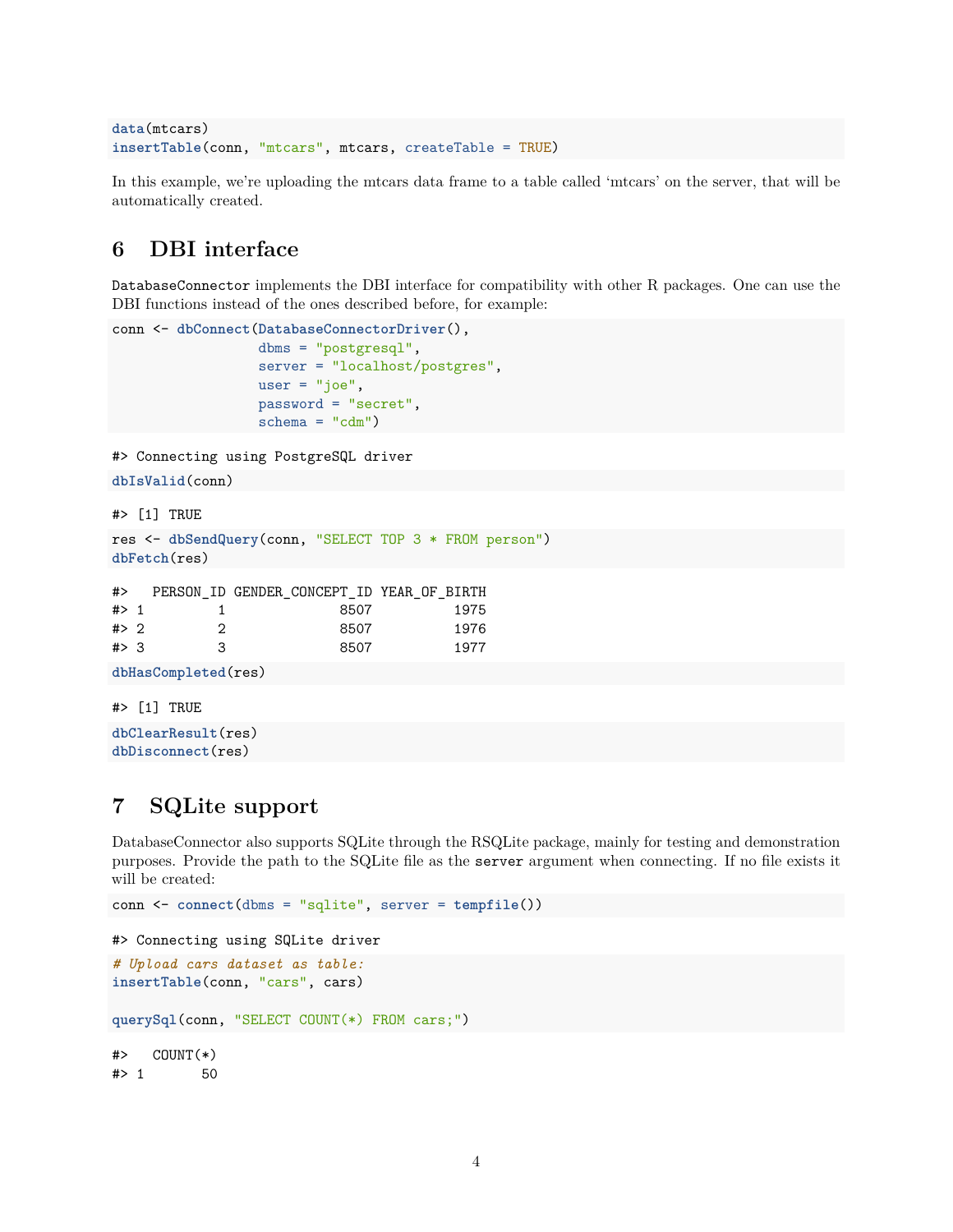```r
data(mtcars)
insertTable(conn, "mtcars", mtcars, createTable = TRUE)
```

In this example, we're uploading the mtcars data frame to a table called 'mtcars' on the server, that will be automatically created.

## 6 DBI interface

`DatabaseConnector` implements the DBI interface for compatibility with other R packages. One can use the DBI functions instead of the ones described before, for example:

```r
conn <- dbConnect(DatabaseConnectorDriver(),
                  dbms = "postgresql",
                  server = "localhost/postgres",
                  user = "joe",
                  password = "secret",
                  schema = "cdm")
```

```
#> Connecting using PostgreSQL driver
```

```r
dbIsValid(conn)
```

```
#> [1] TRUE
```

```r
res <- dbSendQuery(conn, "SELECT TOP 3 * FROM person")
dbFetch(res)
```

```
#>   PERSON_ID GENDER_CONCEPT_ID YEAR_OF_BIRTH
#> 1         1              8507          1975
#> 2         2              8507          1976
#> 3         3              8507          1977
```

```r
dbHasCompleted(res)
```

```
#> [1] TRUE
```

```r
dbClearResult(res)
dbDisconnect(res)
```

## 7 SQLite support

DatabaseConnector also supports SQLite through the RSQLite package, mainly for testing and demonstration purposes. Provide the path to the SQLite file as the `server` argument when connecting. If no file exists it will be created:

```r
conn <- connect(dbms = "sqlite", server = tempfile())
```

```
#> Connecting using SQLite driver
```

```r
# Upload cars dataset as table:
insertTable(conn, "cars", cars)

querySql(conn, "SELECT COUNT(*) FROM cars;")
```

```
#>   COUNT(*)
#> 1       50
```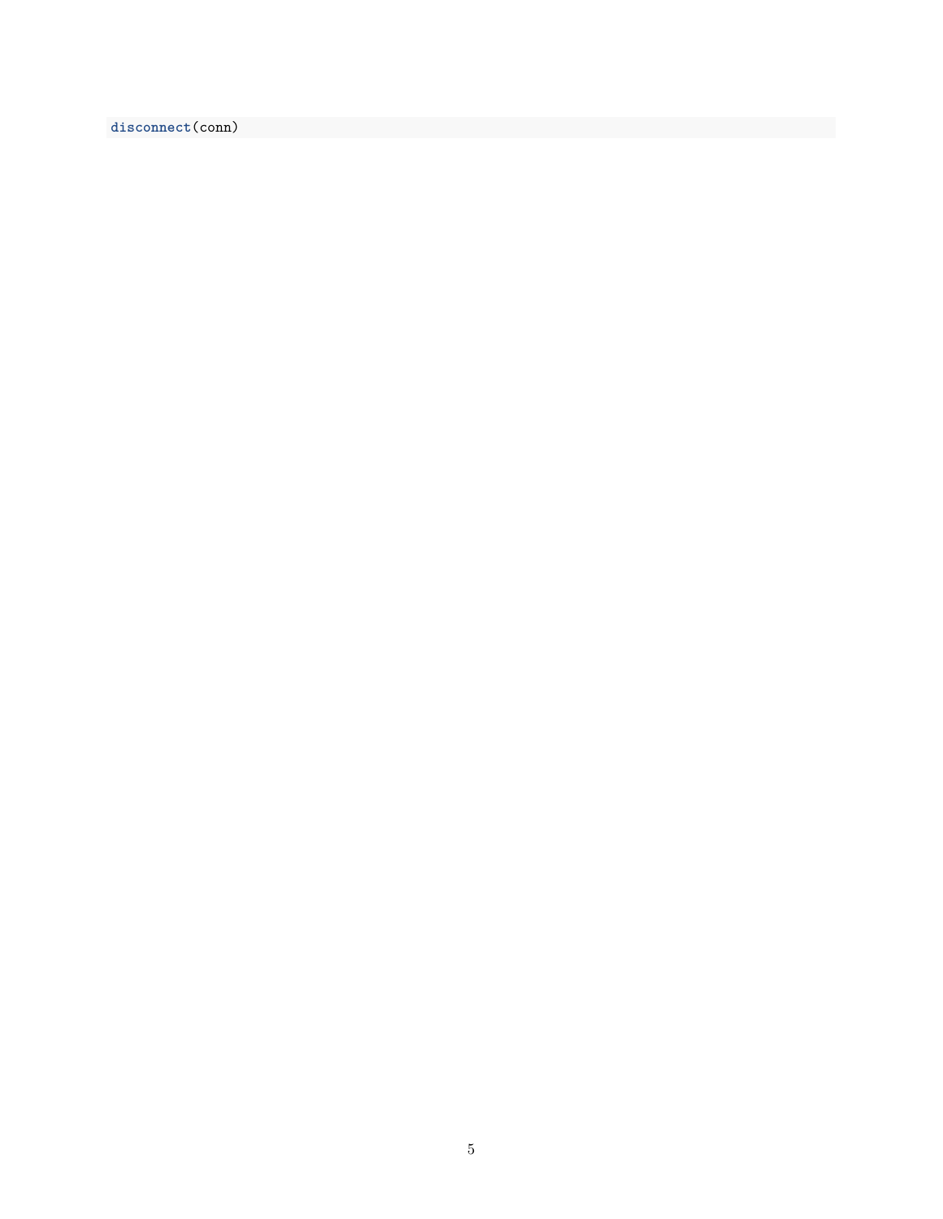```
disconnect(conn)
```